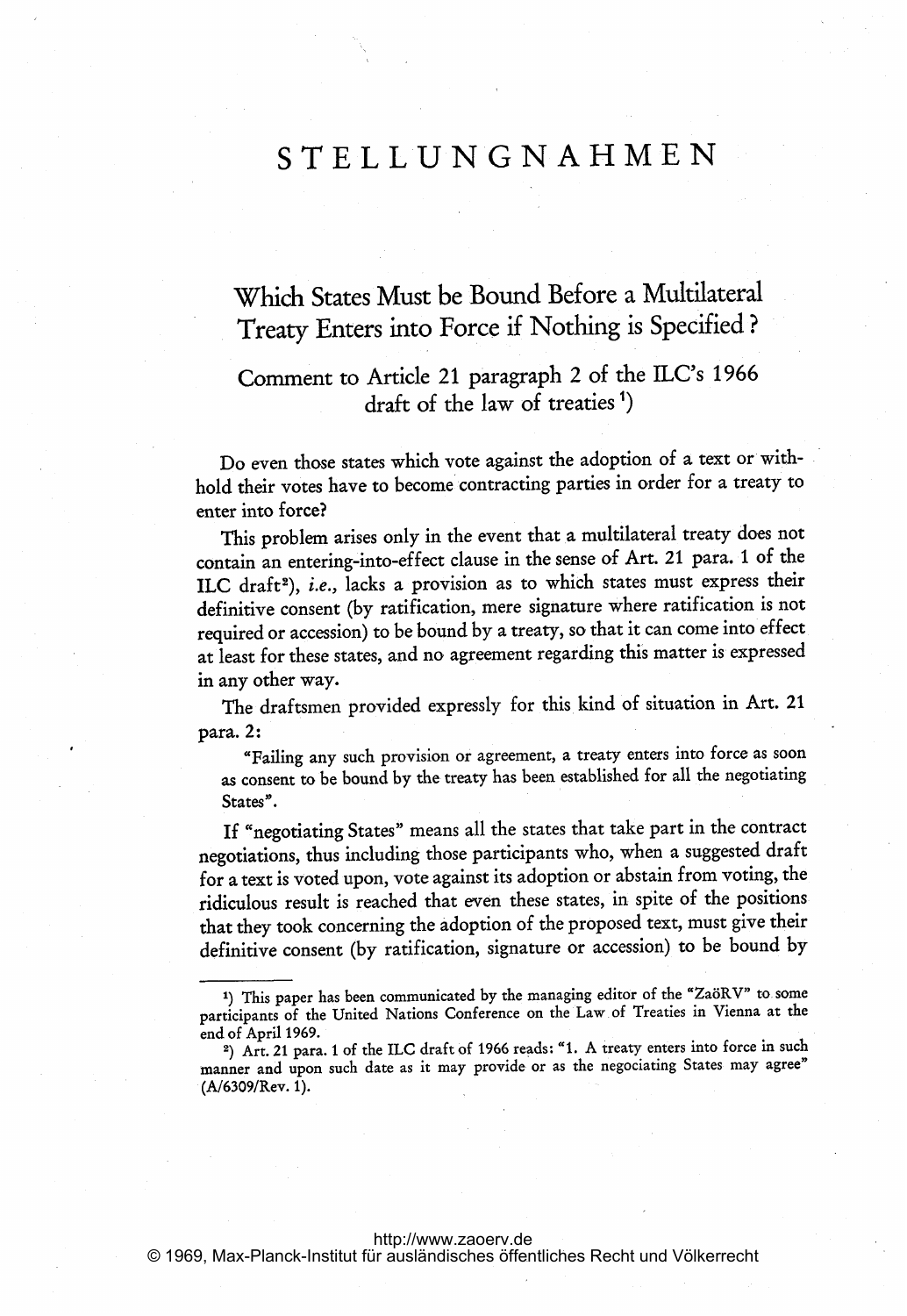# STELLUNGNAHMEN

## Which States Must be Bound Before a Multilateral Treaty Enters into Force if Nothing is Specified?

### Comment to Article 21 paragraph 2 of the ILC's 1966 draft of the law of treaties [1]

Do even those states which vote against the adoption of a text or withhold their votes have to become contracting parties in order for a treaty to enter into force?

This problem arises only in the event that a multilateral treaty does not contain an entering-into-effect clause in the sense of Art. 21 para. 1 of the ILC draft[2], *i.e.*, lacks a provision as to which states must express their definitive consent (by ratification, mere signature where ratification is not required or accession) to be bound by a treaty, so that it can come into effect at least for these states, and no agreement regarding this matter is expressed in any other way.

The draftsmen provided expressly for this kind of situation in Art. 21 para. 2:

> "Failing any such provision or agreement, a treaty enters into force as soon as consent to be bound by the treaty has been established for all the negotiating States".

If "negotiating States" means all the states that take part in the contract negotiations, thus including those participants who, when a suggested draft for a text is voted upon, vote against its adoption or abstain from voting, the ridiculous result is reached that even these states, in spite of the positions that they took concerning the adoption of the proposed text, must give their definitive consent (by ratification, signature or accession) to be bound by

---

[1]) This paper has been communicated by the managing editor of the "ZaöRV" to some participants of the United Nations Conference on the Law of Treaties in Vienna at the end of April 1969.

[2]) Art. 21 para. 1 of the ILC draft of 1966 reads: "1. A treaty enters into force in such manner and upon such date as it may provide or as the negociating States may agree" (A/6309/Rev. 1).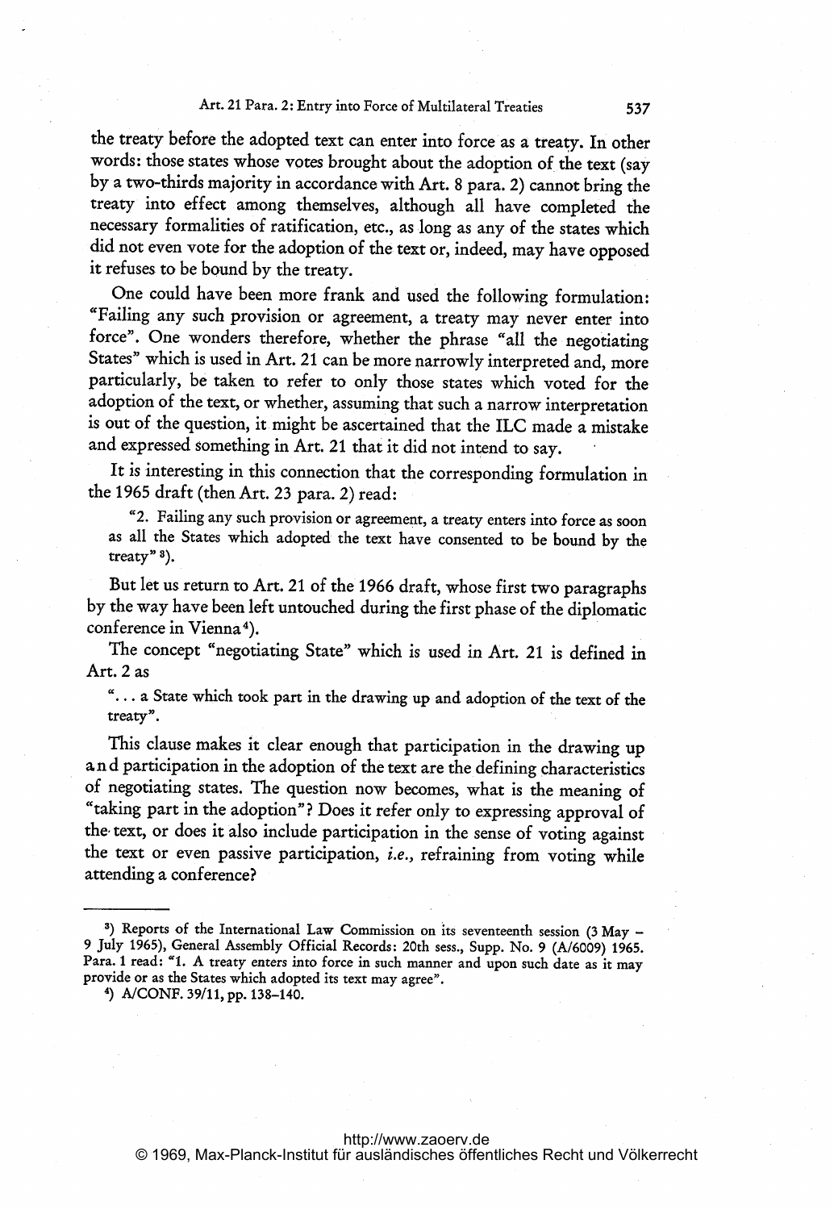the treaty before the adopted text can enter into force as a treaty. In other words: those states whose votes brought about the adoption of the text (say by a two-thirds majority in accordance with Art. 8 para. 2) cannot bring the treaty into effect among themselves, although all have completed the necessary formalities of ratification, etc., as long as any of the states which did not even vote for the adoption of the text or, indeed, may have opposed it refuses to be bound by the treaty.

One could have been more frank and used the following formulation: "Failing any such provision or agreement, a treaty may never enter into force". One wonders therefore, whether the phrase "all the negotiating States" which is used in Art. 21 can be more narrowly interpreted and, more particularly, be taken to refer to only those states which voted for the adoption of the text, or whether, assuming that such a narrow interpretation is out of the question, it might be ascertained that the ILC made a mistake and expressed something in Art. 21 that it did not intend to say.

It is interesting in this connection that the corresponding formulation in the 1965 draft (then Art. 23 para. 2) read:

> "2. Failing any such provision or agreement, a treaty enters into force as soon as all the States which adopted the text have consented to be bound by the treaty" [3]).

But let us return to Art. 21 of the 1966 draft, whose first two paragraphs by the way have been left untouched during the first phase of the diplomatic conference in Vienna [4]).

The concept "negotiating State" which is used in Art. 21 is defined in Art. 2 as

> "... a State which took part in the drawing up and adoption of the text of the treaty".

This clause makes it clear enough that participation in the drawing up and participation in the adoption of the text are the defining characteristics of negotiating states. The question now becomes, what is the meaning of "taking part in the adoption"? Does it refer only to expressing approval of the text, or does it also include participation in the sense of voting against the text or even passive participation, *i.e.*, refraining from voting while attending a conference?

---

[3]) Reports of the International Law Commission on its seventeenth session (3 May – 9 July 1965), General Assembly Official Records: 20th sess., Supp. No. 9 (A/6009) 1965. Para. 1 read: "1. A treaty enters into force in such manner and upon such date as it may provide or as the States which adopted its text may agree".

[4]) A/CONF. 39/11, pp. 138–140.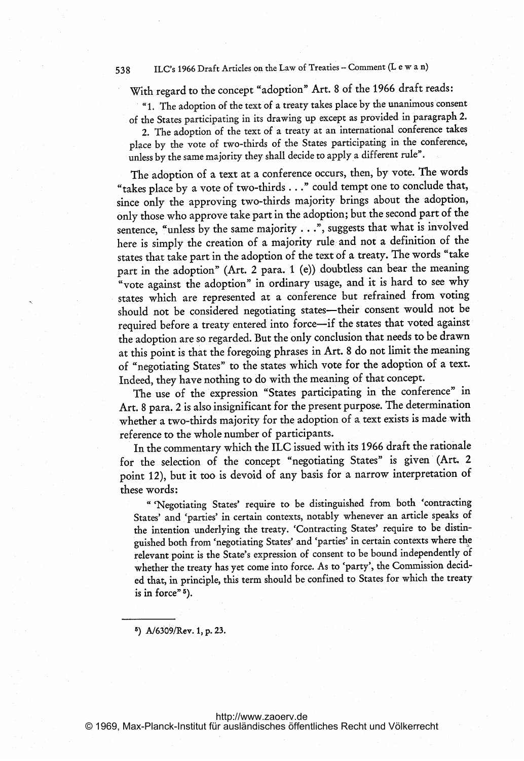With regard to the concept "adoption" Art. 8 of the 1966 draft reads:

> "1. The adoption of the text of a treaty takes place by the unanimous consent of the States participating in its drawing up except as provided in paragraph 2.
>
> 2. The adoption of the text of a treaty at an international conference takes place by the vote of two-thirds of the States participating in the conference, unless by the same majority they shall decide to apply a different rule".

The adoption of a text at a conference occurs, then, by vote. The words "takes place by a vote of two-thirds . . ." could tempt one to conclude that, since only the approving two-thirds majority brings about the adoption, only those who approve take part in the adoption; but the second part of the sentence, "unless by the same majority . . .", suggests that what is involved here is simply the creation of a majority rule and not a definition of the states that take part in the adoption of the text of a treaty. The words "take part in the adoption" (Art. 2 para. 1 (e)) doubtless can bear the meaning "vote against the adoption" in ordinary usage, and it is hard to see why states which are represented at a conference but refrained from voting should not be considered negotiating states—their consent would not be required before a treaty entered into force—if the states that voted against the adoption are so regarded. But the only conclusion that needs to be drawn at this point is that the foregoing phrases in Art. 8 do not limit the meaning of "negotiating States" to the states which vote for the adoption of a text. Indeed, they have nothing to do with the meaning of that concept.

The use of the expression "States participating in the conference" in Art. 8 para. 2 is also insignificant for the present purpose. The determination whether a two-thirds majority for the adoption of a text exists is made with reference to the whole number of participants.

In the commentary which the ILC issued with its 1966 draft the rationale for the selection of the concept "negotiating States" is given (Art. 2 point 12), but it too is devoid of any basis for a narrow interpretation of these words:

> "'Negotiating States' require to be distinguished from both 'contracting States' and 'parties' in certain contexts, notably whenever an article speaks of the intention underlying the treaty. 'Contracting States' require to be distinguished both from 'negotiating States' and 'parties' in certain contexts where the relevant point is the State's expression of consent to be bound independently of whether the treaty has yet come into force. As to 'party', the Commission decided that, in principle, this term should be confined to States for which the treaty is in force" [5]).

---

[5]) A/6309/Rev. 1, p. 23.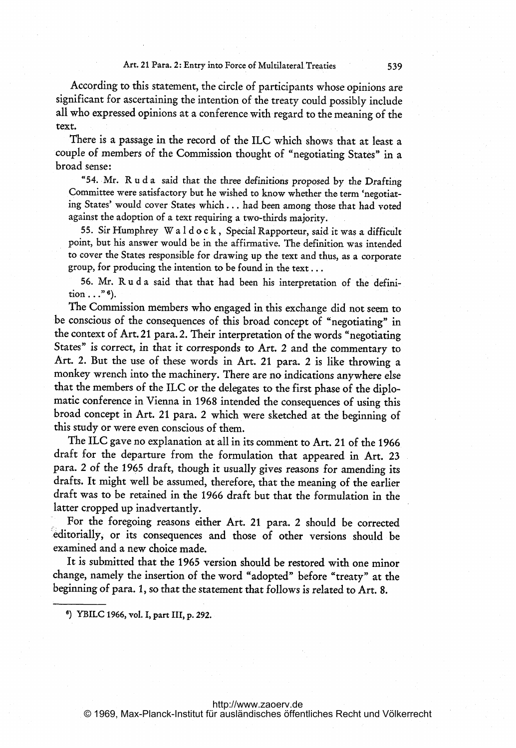According to this statement, the circle of participants whose opinions are significant for ascertaining the intention of the treaty could possibly include all who expressed opinions at a conference with regard to the meaning of the text.

There is a passage in the record of the ILC which shows that at least a couple of members of the Commission thought of "negotiating States" in a broad sense:

> "54. Mr. Ruda said that the three definitions proposed by the Drafting Committee were satisfactory but he wished to know whether the term 'negotiating States' would cover States which ... had been among those that had voted against the adoption of a text requiring a two-thirds majority.
>
> 55. Sir Humphrey Waldock, Special Rapporteur, said it was a difficult point, but his answer would be in the affirmative. The definition was intended to cover the States responsible for drawing up the text and thus, as a corporate group, for producing the intention to be found in the text ...
>
> 56. Mr. Ruda said that that had been his interpretation of the definition ..."[6]).

The Commission members who engaged in this exchange did not seem to be conscious of the consequences of this broad concept of "negotiating" in the context of Art. 21 para. 2. Their interpretation of the words "negotiating States" is correct, in that it corresponds to Art. 2 and the commentary to Art. 2. But the use of these words in Art. 21 para. 2 is like throwing a monkey wrench into the machinery. There are no indications anywhere else that the members of the ILC or the delegates to the first phase of the diplomatic conference in Vienna in 1968 intended the consequences of using this broad concept in Art. 21 para. 2 which were sketched at the beginning of this study or were even conscious of them.

The ILC gave no explanation at all in its comment to Art. 21 of the 1966 draft for the departure from the formulation that appeared in Art. 23 para. 2 of the 1965 draft, though it usually gives reasons for amending its drafts. It might well be assumed, therefore, that the meaning of the earlier draft was to be retained in the 1966 draft but that the formulation in the latter cropped up inadvertantly.

For the foregoing reasons either Art. 21 para. 2 should be corrected editorially, or its consequences and those of other versions should be examined and a new choice made.

It is submitted that the 1965 version should be restored with one minor change, namely the insertion of the word "adopted" before "treaty" at the beginning of para. 1, so that the statement that follows is related to Art. 8.

---

[6]) YBILC 1966, vol. I, part III, p. 292.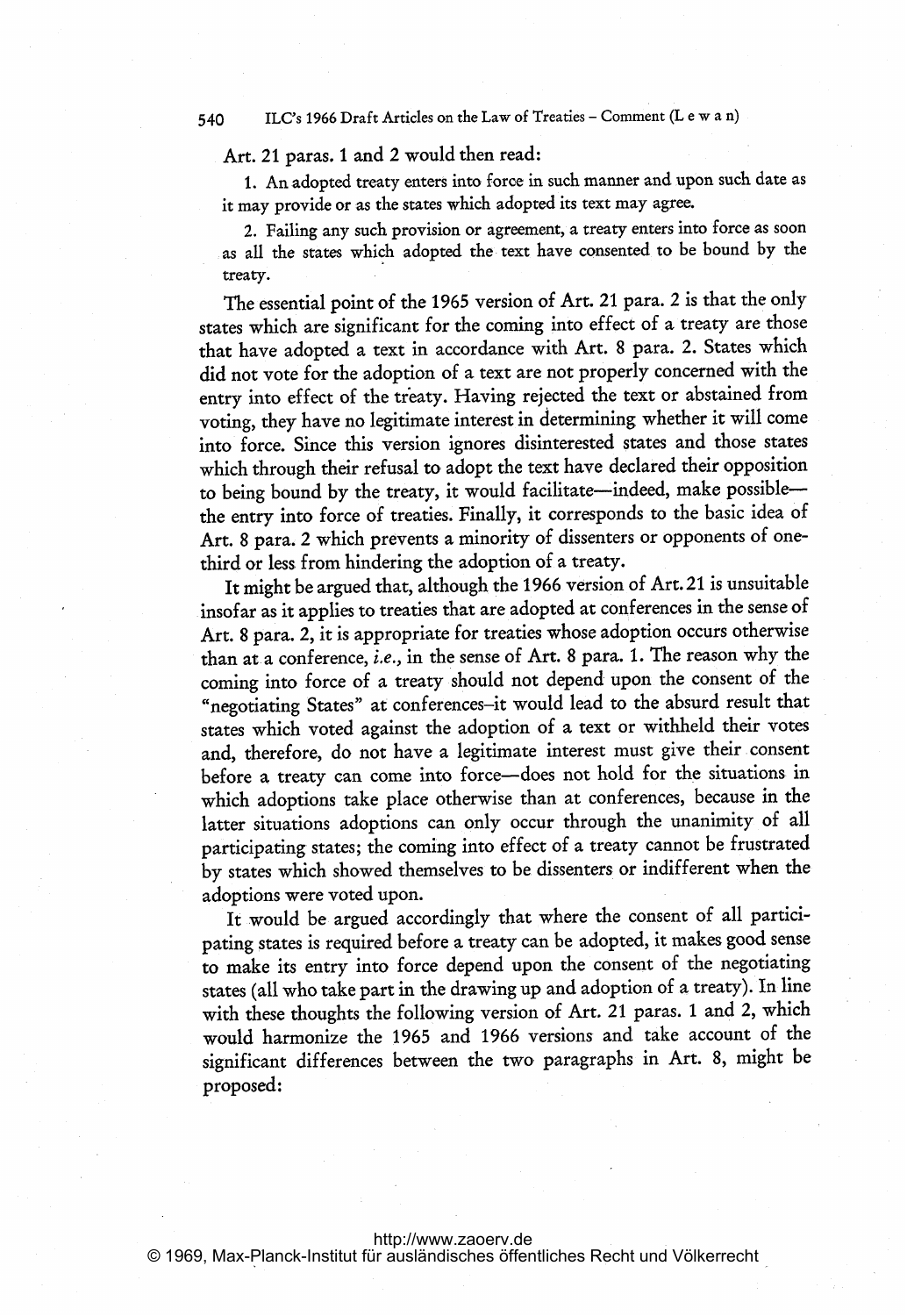Art. 21 paras. 1 and 2 would then read:

> 1. An adopted treaty enters into force in such manner and upon such date as it may provide or as the states which adopted its text may agree.
>
> 2. Failing any such provision or agreement, a treaty enters into force as soon as all the states which adopted the text have consented to be bound by the treaty.

The essential point of the 1965 version of Art. 21 para. 2 is that the only states which are significant for the coming into effect of a treaty are those that have adopted a text in accordance with Art. 8 para. 2. States which did not vote for the adoption of a text are not properly concerned with the entry into effect of the treaty. Having rejected the text or abstained from voting, they have no legitimate interest in determining whether it will come into force. Since this version ignores disinterested states and those states which through their refusal to adopt the text have declared their opposition to being bound by the treaty, it would facilitate—indeed, make possible—the entry into force of treaties. Finally, it corresponds to the basic idea of Art. 8 para. 2 which prevents a minority of dissenters or opponents of one-third or less from hindering the adoption of a treaty.

It might be argued that, although the 1966 version of Art. 21 is unsuitable insofar as it applies to treaties that are adopted at conferences in the sense of Art. 8 para. 2, it is appropriate for treaties whose adoption occurs otherwise than at a conference, *i.e.*, in the sense of Art. 8 para. 1. The reason why the coming into force of a treaty should not depend upon the consent of the "negotiating States" at conferences–it would lead to the absurd result that states which voted against the adoption of a text or withheld their votes and, therefore, do not have a legitimate interest must give their consent before a treaty can come into force—does not hold for the situations in which adoptions take place otherwise than at conferences, because in the latter situations adoptions can only occur through the unanimity of all participating states; the coming into effect of a treaty cannot be frustrated by states which showed themselves to be dissenters or indifferent when the adoptions were voted upon.

It would be argued accordingly that where the consent of all participating states is required before a treaty can be adopted, it makes good sense to make its entry into force depend upon the consent of the negotiating states (all who take part in the drawing up and adoption of a treaty). In line with these thoughts the following version of Art. 21 paras. 1 and 2, which would harmonize the 1965 and 1966 versions and take account of the significant differences between the two paragraphs in Art. 8, might be proposed: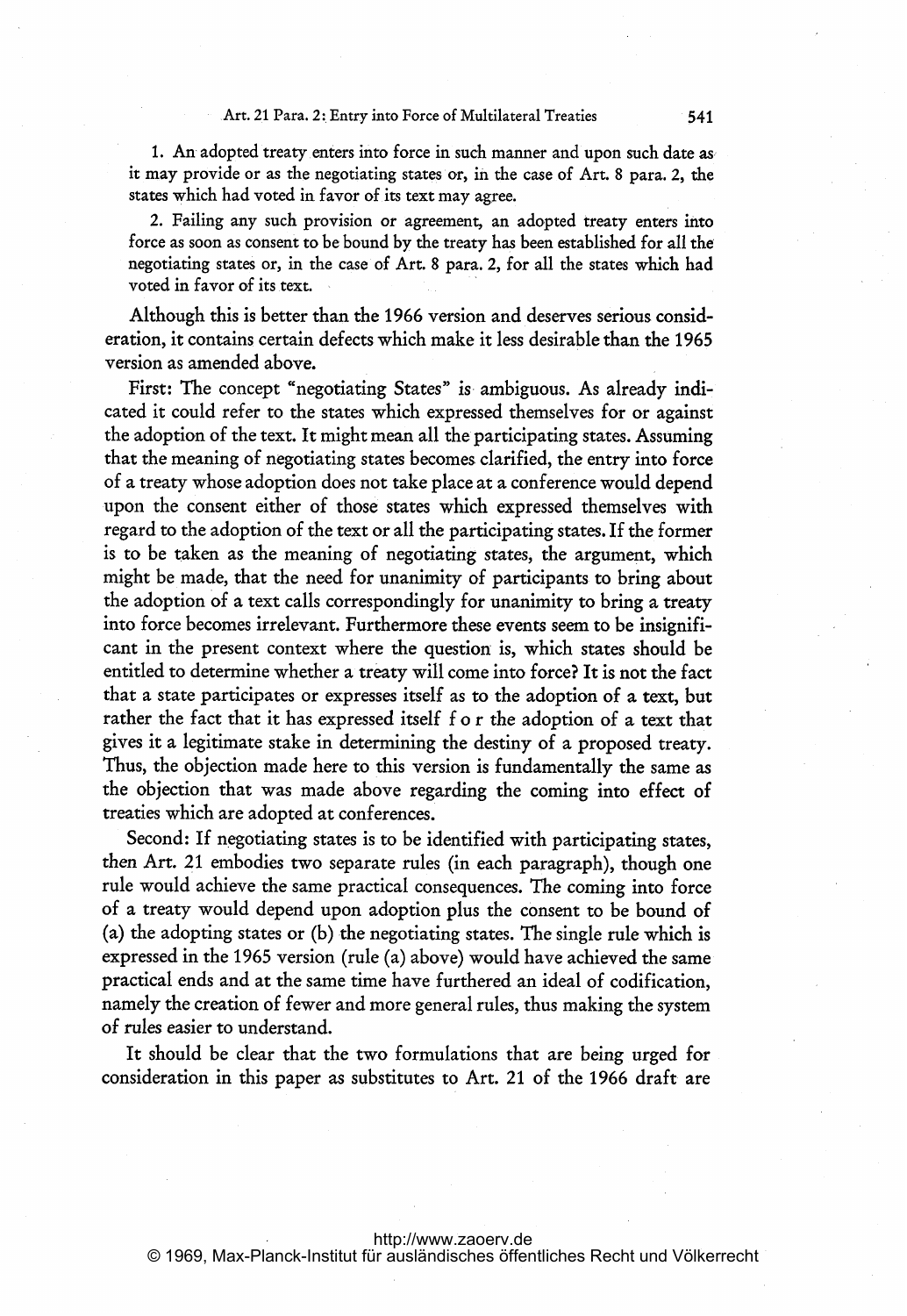1. An adopted treaty enters into force in such manner and upon such date as it may provide or as the negotiating states or, in the case of Art. 8 para. 2, the states which had voted in favor of its text may agree.

2. Failing any such provision or agreement, an adopted treaty enters into force as soon as consent to be bound by the treaty has been established for all the negotiating states or, in the case of Art. 8 para. 2, for all the states which had voted in favor of its text.

Although this is better than the 1966 version and deserves serious consideration, it contains certain defects which make it less desirable than the 1965 version as amended above.

First: The concept "negotiating States" is ambiguous. As already indicated it could refer to the states which expressed themselves for or against the adoption of the text. It might mean all the participating states. Assuming that the meaning of negotiating states becomes clarified, the entry into force of a treaty whose adoption does not take place at a conference would depend upon the consent either of those states which expressed themselves with regard to the adoption of the text or all the participating states. If the former is to be taken as the meaning of negotiating states, the argument, which might be made, that the need for unanimity of participants to bring about the adoption of a text calls correspondingly for unanimity to bring a treaty into force becomes irrelevant. Furthermore these events seem to be insignificant in the present context where the question is, which states should be entitled to determine whether a treaty will come into force? It is not the fact that a state participates or expresses itself as to the adoption of a text, but rather the fact that it has expressed itself f o r the adoption of a text that gives it a legitimate stake in determining the destiny of a proposed treaty. Thus, the objection made here to this version is fundamentally the same as the objection that was made above regarding the coming into effect of treaties which are adopted at conferences.

Second: If negotiating states is to be identified with participating states, then Art. 21 embodies two separate rules (in each paragraph), though one rule would achieve the same practical consequences. The coming into force of a treaty would depend upon adoption plus the consent to be bound of (a) the adopting states or (b) the negotiating states. The single rule which is expressed in the 1965 version (rule (a) above) would have achieved the same practical ends and at the same time have furthered an ideal of codification, namely the creation of fewer and more general rules, thus making the system of rules easier to understand.

It should be clear that the two formulations that are being urged for consideration in this paper as substitutes to Art. 21 of the 1966 draft are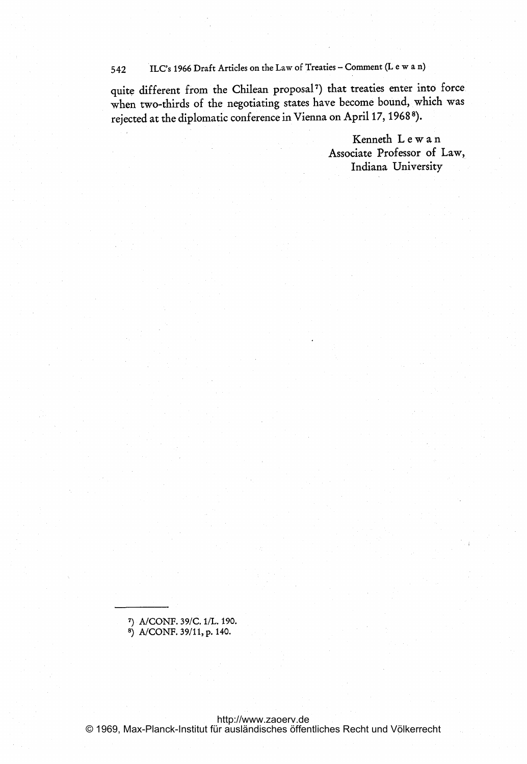quite different from the Chilean proposal[7]) that treaties enter into force when two-thirds of the negotiating states have become bound, which was rejected at the diplomatic conference in Vienna on April 17, 1968[8]).

Kenneth Lewan
Associate Professor of Law,
Indiana University

---

[7]) A/CONF. 39/C. 1/L. 190.

[8]) A/CONF. 39/11, p. 140.